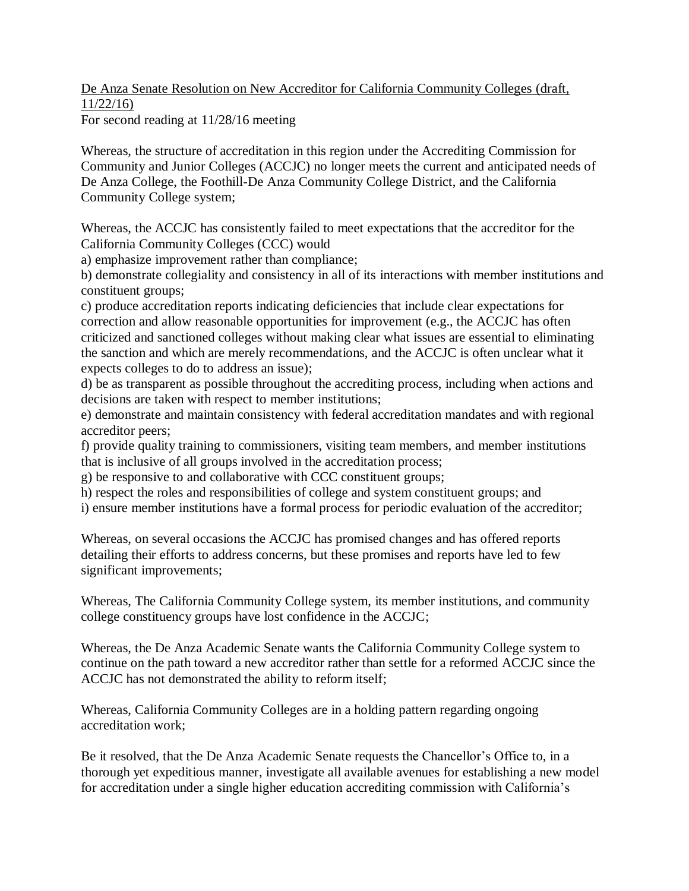De Anza Senate Resolution on New Accreditor for California Community Colleges (draft, 11/22/16)

For second reading at 11/28/16 meeting

Whereas, the structure of accreditation in this region under the Accrediting Commission for Community and Junior Colleges (ACCJC) no longer meets the current and anticipated needs of De Anza College, the Foothill-De Anza Community College District, and the California Community College system;

Whereas, the ACCJC has consistently failed to meet expectations that the accreditor for the California Community Colleges (CCC) would

a) emphasize improvement rather than compliance;

b) demonstrate collegiality and consistency in all of its interactions with member institutions and constituent groups;

c) produce accreditation reports indicating deficiencies that include clear expectations for correction and allow reasonable opportunities for improvement (e.g., the ACCJC has often criticized and sanctioned colleges without making clear what issues are essential to eliminating the sanction and which are merely recommendations, and the ACCJC is often unclear what it expects colleges to do to address an issue);

d) be as transparent as possible throughout the accrediting process, including when actions and decisions are taken with respect to member institutions;

e) demonstrate and maintain consistency with federal accreditation mandates and with regional accreditor peers;

f) provide quality training to commissioners, visiting team members, and member institutions that is inclusive of all groups involved in the accreditation process;

g) be responsive to and collaborative with CCC constituent groups;

h) respect the roles and responsibilities of college and system constituent groups; and

i) ensure member institutions have a formal process for periodic evaluation of the accreditor;

Whereas, on several occasions the ACCJC has promised changes and has offered reports detailing their efforts to address concerns, but these promises and reports have led to few significant improvements;

Whereas, The California Community College system, its member institutions, and community college constituency groups have lost confidence in the ACCJC;

Whereas, the De Anza Academic Senate wants the California Community College system to continue on the path toward a new accreditor rather than settle for a reformed ACCJC since the ACCJC has not demonstrated the ability to reform itself;

Whereas, California Community Colleges are in a holding pattern regarding ongoing accreditation work;

Be it resolved, that the De Anza Academic Senate requests the Chancellor's Office to, in a thorough yet expeditious manner, investigate all available avenues for establishing a new model for accreditation under a single higher education accrediting commission with California's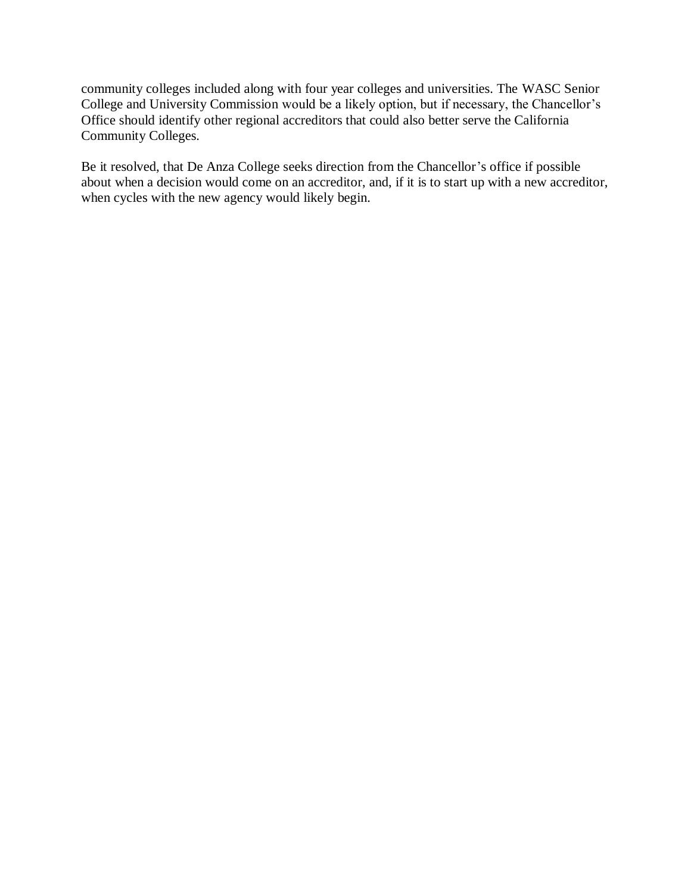community colleges included along with four year colleges and universities. The WASC Senior College and University Commission would be a likely option, but if necessary, the Chancellor's Office should identify other regional accreditors that could also better serve the California Community Colleges.

Be it resolved, that De Anza College seeks direction from the Chancellor's office if possible about when a decision would come on an accreditor, and, if it is to start up with a new accreditor, when cycles with the new agency would likely begin.